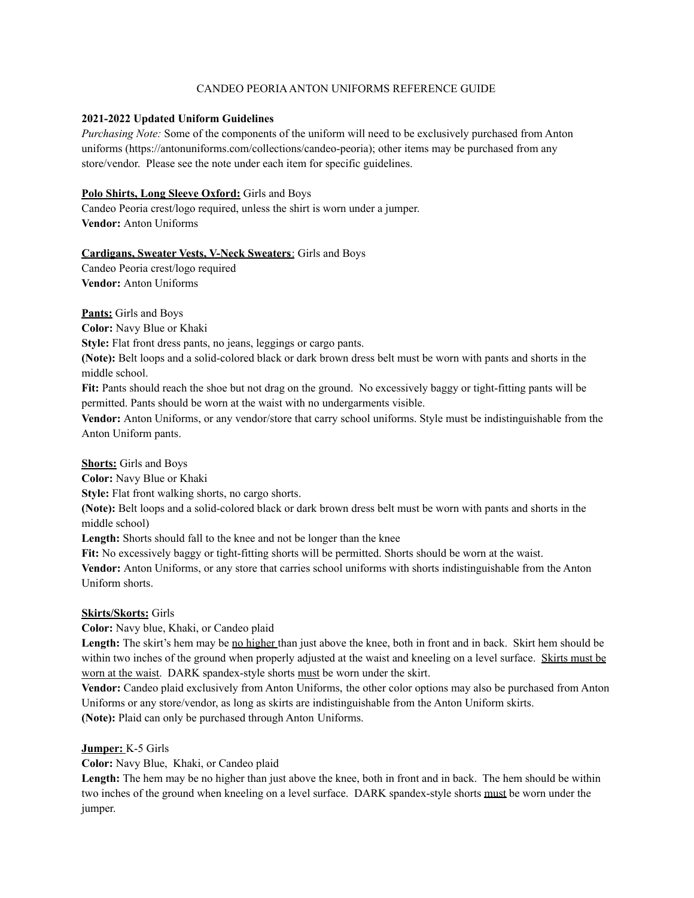# CANDEO PEORIA ANTON UNIFORMS REFERENCE GUIDE

**2021-2022 Updated Uniform Guidelines**

*Purchasing Note:* Some of the components of the uniform will need to be exclusively purchased from Anton uniforms (https://antonuniforms.com/collections/candeo-peoria); other items may be purchased from any store/vendor. Please see the note under each item for specific guidelines.

**Polo Shirts, Long Sleeve Oxford:** Girls and Boys
Candeo Peoria crest/logo required, unless the shirt is worn under a jumper.
**Vendor:** Anton Uniforms

**Cardigans, Sweater Vests, V-Neck Sweaters**: Girls and Boys
Candeo Peoria crest/logo required
**Vendor:** Anton Uniforms

**Pants:** Girls and Boys
**Color:** Navy Blue or Khaki
**Style:** Flat front dress pants, no jeans, leggings or cargo pants.
**(Note):** Belt loops and a solid-colored black or dark brown dress belt must be worn with pants and shorts in the middle school.
**Fit:** Pants should reach the shoe but not drag on the ground. No excessively baggy or tight-fitting pants will be permitted. Pants should be worn at the waist with no undergarments visible.
**Vendor:** Anton Uniforms, or any vendor/store that carry school uniforms. Style must be indistinguishable from the Anton Uniform pants.

**Shorts:** Girls and Boys
**Color:** Navy Blue or Khaki
**Style:** Flat front walking shorts, no cargo shorts.
**(Note):** Belt loops and a solid-colored black or dark brown dress belt must be worn with pants and shorts in the middle school)
**Length:** Shorts should fall to the knee and not be longer than the knee
**Fit:** No excessively baggy or tight-fitting shorts will be permitted. Shorts should be worn at the waist.
**Vendor:** Anton Uniforms, or any store that carries school uniforms with shorts indistinguishable from the Anton Uniform shorts.

**Skirts/Skorts:** Girls
**Color:** Navy blue, Khaki, or Candeo plaid
**Length:** The skirt's hem may be no higher than just above the knee, both in front and in back. Skirt hem should be within two inches of the ground when properly adjusted at the waist and kneeling on a level surface. Skirts must be worn at the waist. DARK spandex-style shorts must be worn under the skirt.
**Vendor:** Candeo plaid exclusively from Anton Uniforms, the other color options may also be purchased from Anton Uniforms or any store/vendor, as long as skirts are indistinguishable from the Anton Uniform skirts.
**(Note):** Plaid can only be purchased through Anton Uniforms.

**Jumper:** K-5 Girls
**Color:** Navy Blue, Khaki, or Candeo plaid
**Length:** The hem may be no higher than just above the knee, both in front and in back. The hem should be within two inches of the ground when kneeling on a level surface. DARK spandex-style shorts must be worn under the jumper.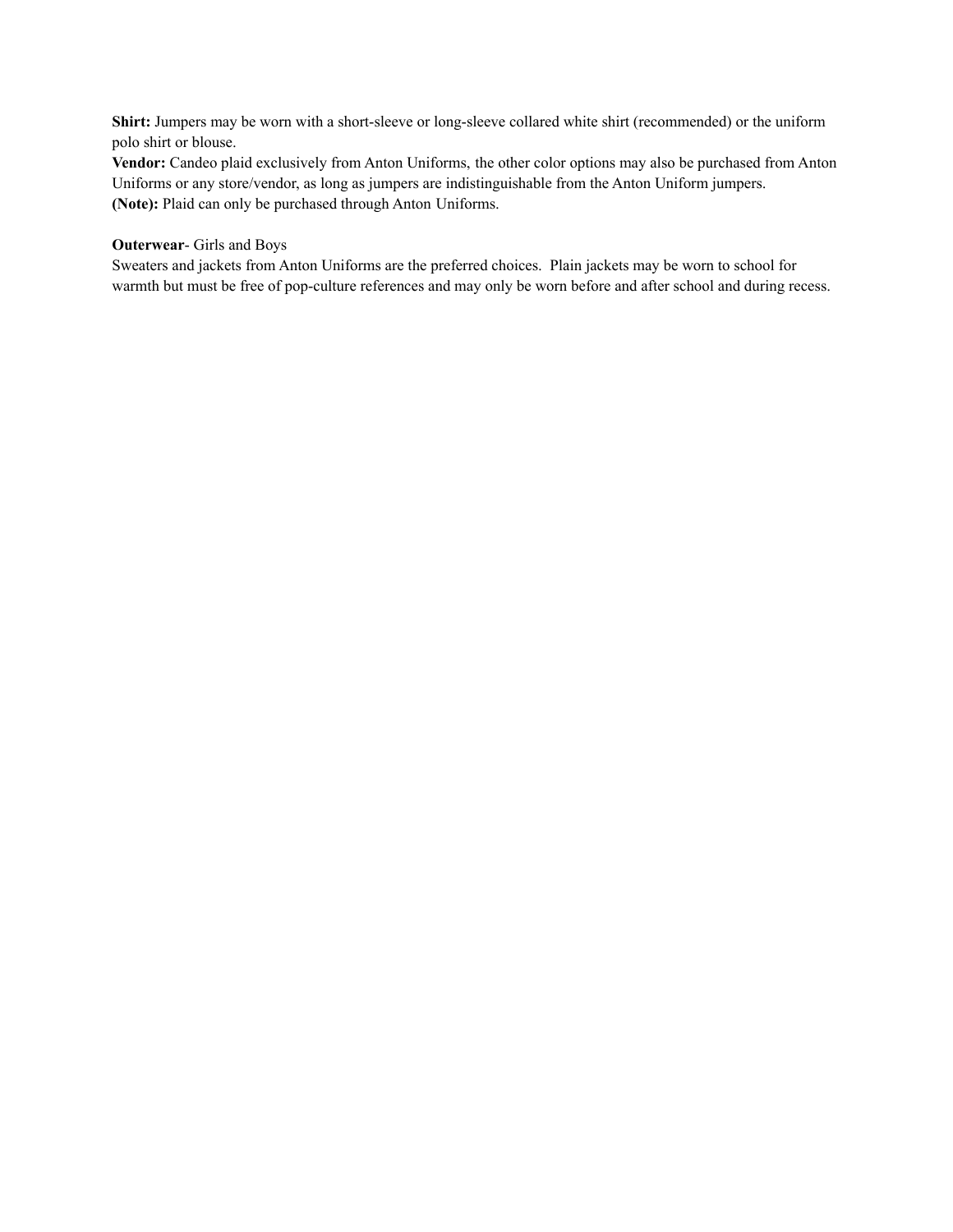**Shirt:** Jumpers may be worn with a short-sleeve or long-sleeve collared white shirt (recommended) or the uniform polo shirt or blouse.
**Vendor:** Candeo plaid exclusively from Anton Uniforms, the other color options may also be purchased from Anton Uniforms or any store/vendor, as long as jumpers are indistinguishable from the Anton Uniform jumpers.
**(Note):** Plaid can only be purchased through Anton Uniforms.

**Outerwear**- Girls and Boys
Sweaters and jackets from Anton Uniforms are the preferred choices. Plain jackets may be worn to school for warmth but must be free of pop-culture references and may only be worn before and after school and during recess.